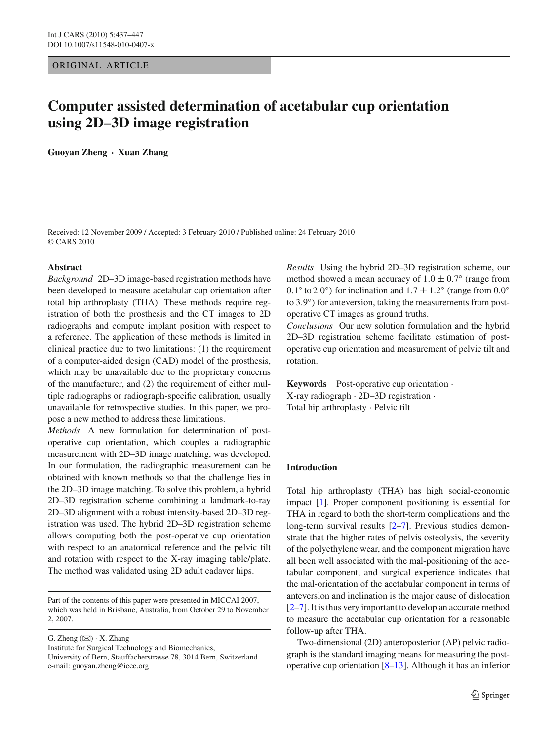ORIGINAL ARTICLE

# Computer assisted determination of acetabular cup orientation using 2D–3D image registration

**Guoyan Zheng · Xuan Zhang**

Received: 12 November 2009 / Accepted: 3 February 2010 / Published online: 24 February 2010
© CARS 2010

**Abstract**

*Background* 2D–3D image-based registration methods have been developed to measure acetabular cup orientation after total hip arthroplasty (THA). These methods require registration of both the prosthesis and the CT images to 2D radiographs and compute implant position with respect to a reference. The application of these methods is limited in clinical practice due to two limitations: (1) the requirement of a computer-aided design (CAD) model of the prosthesis, which may be unavailable due to the proprietary concerns of the manufacturer, and (2) the requirement of either multiple radiographs or radiograph-specific calibration, usually unavailable for retrospective studies. In this paper, we propose a new method to address these limitations.

*Methods* A new formulation for determination of post-operative cup orientation, which couples a radiographic measurement with 2D–3D image matching, was developed. In our formulation, the radiographic measurement can be obtained with known methods so that the challenge lies in the 2D–3D image matching. To solve this problem, a hybrid 2D–3D registration scheme combining a landmark-to-ray 2D–3D alignment with a robust intensity-based 2D–3D registration was used. The hybrid 2D–3D registration scheme allows computing both the post-operative cup orientation with respect to an anatomical reference and the pelvic tilt and rotation with respect to the X-ray imaging table/plate. The method was validated using 2D adult cadaver hips.

*Results* Using the hybrid 2D–3D registration scheme, our method showed a mean accuracy of $1.0 \pm 0.7^{\circ}$ (range from $0.1^{\circ}$ to $2.0^{\circ}$) for inclination and $1.7 \pm 1.2^{\circ}$ (range from $0.0^{\circ}$ to $3.9^{\circ}$) for anteversion, taking the measurements from post-operative CT images as ground truths.

*Conclusions* Our new solution formulation and the hybrid 2D–3D registration scheme facilitate estimation of post-operative cup orientation and measurement of pelvic tilt and rotation.

**Keywords** Post-operative cup orientation · X-ray radiograph · 2D–3D registration · Total hip arthroplasty · Pelvic tilt

Part of the contents of this paper were presented in MICCAI 2007, which was held in Brisbane, Australia, from October 29 to November 2, 2007.

G. Zheng (✉) · X. Zhang
Institute for Surgical Technology and Biomechanics,
University of Bern, Stauffacherstrasse 78, 3014 Bern, Switzerland
e-mail: guoyan.zheng@ieee.org

## Introduction

Total hip arthroplasty (THA) has high social-economic impact [1]. Proper component positioning is essential for THA in regard to both the short-term complications and the long-term survival results [2–7]. Previous studies demonstrate that the higher rates of pelvis osteolysis, the severity of the polyethylene wear, and the component migration have all been well associated with the mal-positioning of the acetabular component, and surgical experience indicates that the mal-orientation of the acetabular component in terms of anteversion and inclination is the major cause of dislocation [2–7]. It is thus very important to develop an accurate method to measure the acetabular cup orientation for a reasonable follow-up after THA.

Two-dimensional (2D) anteroposterior (AP) pelvic radiograph is the standard imaging means for measuring the post-operative cup orientation [8–13]. Although it has an inferior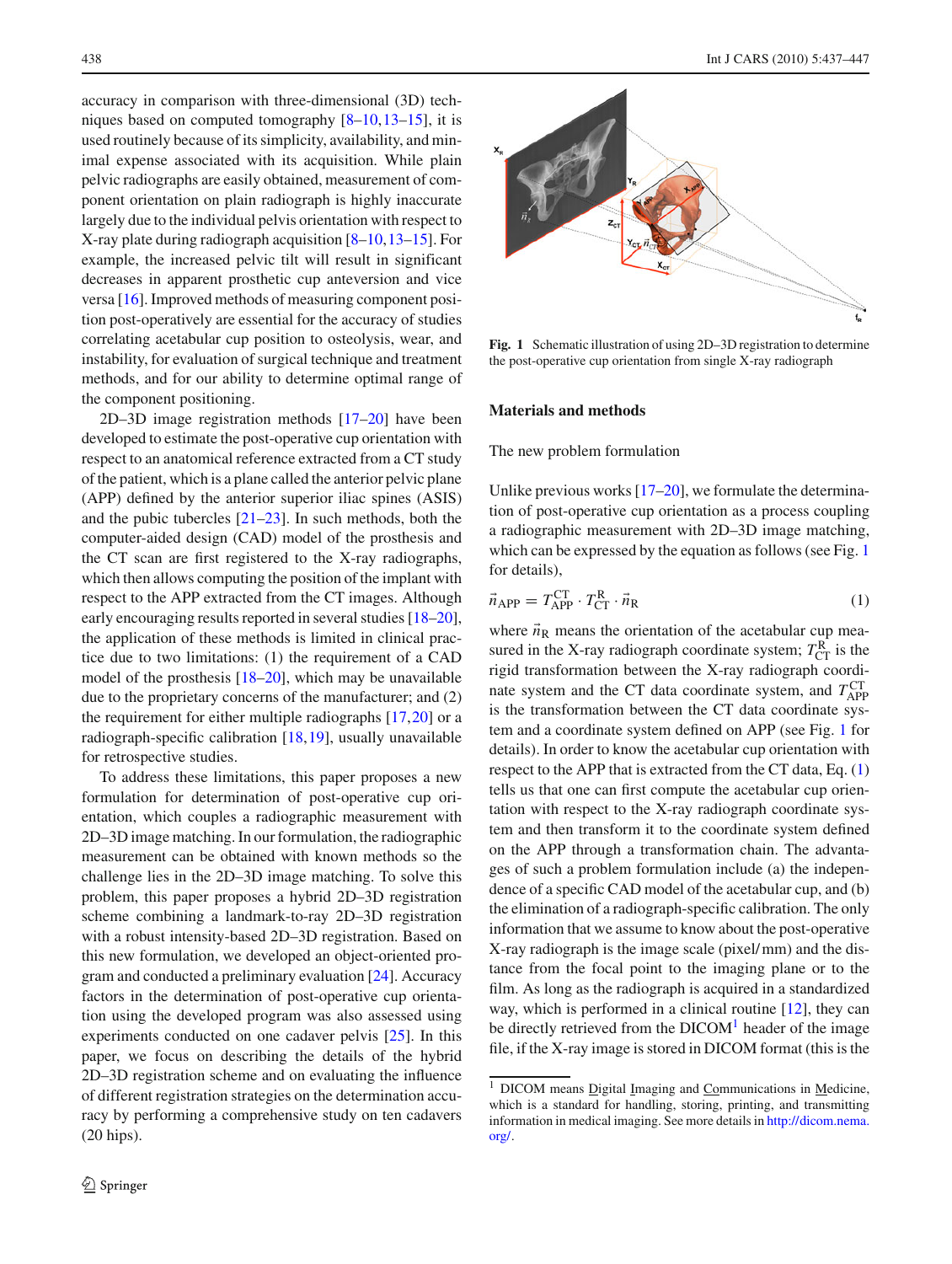accuracy in comparison with three-dimensional (3D) techniques based on computed tomography [8–10,13–15], it is used routinely because of its simplicity, availability, and minimal expense associated with its acquisition. While plain pelvic radiographs are easily obtained, measurement of component orientation on plain radiograph is highly inaccurate largely due to the individual pelvis orientation with respect to X-ray plate during radiograph acquisition [8–10,13–15]. For example, the increased pelvic tilt will result in significant decreases in apparent prosthetic cup anteversion and vice versa [16]. Improved methods of measuring component position post-operatively are essential for the accuracy of studies correlating acetabular cup position to osteolysis, wear, and instability, for evaluation of surgical technique and treatment methods, and for our ability to determine optimal range of the component positioning.

2D–3D image registration methods [17–20] have been developed to estimate the post-operative cup orientation with respect to an anatomical reference extracted from a CT study of the patient, which is a plane called the anterior pelvic plane (APP) defined by the anterior superior iliac spines (ASIS) and the pubic tubercles [21–23]. In such methods, both the computer-aided design (CAD) model of the prosthesis and the CT scan are first registered to the X-ray radiographs, which then allows computing the position of the implant with respect to the APP extracted from the CT images. Although early encouraging results reported in several studies [18–20], the application of these methods is limited in clinical practice due to two limitations: (1) the requirement of a CAD model of the prosthesis [18–20], which may be unavailable due to the proprietary concerns of the manufacturer; and (2) the requirement for either multiple radiographs [17,20] or a radiograph-specific calibration [18,19], usually unavailable for retrospective studies.

To address these limitations, this paper proposes a new formulation for determination of post-operative cup orientation, which couples a radiographic measurement with 2D–3D image matching. In our formulation, the radiographic measurement can be obtained with known methods so the challenge lies in the 2D–3D image matching. To solve this problem, this paper proposes a hybrid 2D–3D registration scheme combining a landmark-to-ray 2D–3D registration with a robust intensity-based 2D–3D registration. Based on this new formulation, we developed an object-oriented program and conducted a preliminary evaluation [24]. Accuracy factors in the determination of post-operative cup orientation using the developed program was also assessed using experiments conducted on one cadaver pelvis [25]. In this paper, we focus on describing the details of the hybrid 2D–3D registration scheme and on evaluating the influence of different registration strategies on the determination accuracy by performing a comprehensive study on ten cadavers (20 hips).

**Fig. 1** Schematic illustration of using 2D–3D registration to determine the post-operative cup orientation from single X-ray radiograph

## Materials and methods

### The new problem formulation

Unlike previous works [17–20], we formulate the determination of post-operative cup orientation as a process coupling a radiographic measurement with 2D–3D image matching, which can be expressed by the equation as follows (see Fig. 1 for details),

$$\vec{n}_{\mathrm{APP}} = T_{\mathrm{APP}}^{\mathrm{CT}} \cdot T_{\mathrm{CT}}^{\mathrm{R}} \cdot \vec{n}_{\mathrm{R}} \quad (1)$$

where $\vec{n}_{\mathrm{R}}$ means the orientation of the acetabular cup measured in the X-ray radiograph coordinate system; $T_{\mathrm{CT}}^{\mathrm{R}}$ is the rigid transformation between the X-ray radiograph coordinate system and the CT data coordinate system, and $T_{\mathrm{APP}}^{\mathrm{CT}}$ is the transformation between the CT data coordinate system and a coordinate system defined on APP (see Fig. 1 for details). In order to know the acetabular cup orientation with respect to the APP that is extracted from the CT data, Eq. (1) tells us that one can first compute the acetabular cup orientation with respect to the X-ray radiograph coordinate system and then transform it to the coordinate system defined on the APP through a transformation chain. The advantages of such a problem formulation include (a) the independence of a specific CAD model of the acetabular cup, and (b) the elimination of a radiograph-specific calibration. The only information that we assume to know about the post-operative X-ray radiograph is the image scale (pixel/mm) and the distance from the focal point to the imaging plane or to the film. As long as the radiograph is acquired in a standardized way, which is performed in a clinical routine [12], they can be directly retrieved from the DICOM[1] header of the image file, if the X-ray image is stored in DICOM format (this is the

[1] DICOM means Digital Imaging and Communications in Medicine, which is a standard for handling, storing, printing, and transmitting information in medical imaging. See more details in http://dicom.nema.org/.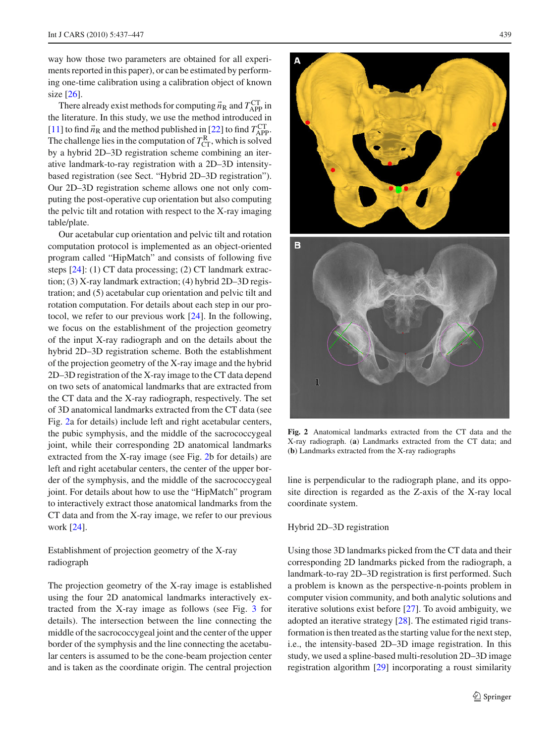way how those two parameters are obtained for all experiments reported in this paper), or can be estimated by performing one-time calibration using a calibration object of known size [26].

There already exist methods for computing $\vec{n}_R$ and $T^{CT}_{APP}$ in the literature. In this study, we use the method introduced in [11] to find $\vec{n}_R$ and the method published in [22] to find $T^{CT}_{APP}$. The challenge lies in the computation of $T^{R}_{CT}$, which is solved by a hybrid 2D–3D registration scheme combining an iterative landmark-to-ray registration with a 2D–3D intensity-based registration (see Sect. "Hybrid 2D–3D registration"). Our 2D–3D registration scheme allows one not only computing the post-operative cup orientation but also computing the pelvic tilt and rotation with respect to the X-ray imaging table/plate.

Our acetabular cup orientation and pelvic tilt and rotation computation protocol is implemented as an object-oriented program called "HipMatch" and consists of following five steps [24]: (1) CT data processing; (2) CT landmark extraction; (3) X-ray landmark extraction; (4) hybrid 2D–3D registration; and (5) acetabular cup orientation and pelvic tilt and rotation computation. For details about each step in our protocol, we refer to our previous work [24]. In the following, we focus on the establishment of the projection geometry of the input X-ray radiograph and on the details about the hybrid 2D–3D registration scheme. Both the establishment of the projection geometry of the X-ray image and the hybrid 2D–3D registration of the X-ray image to the CT data depend on two sets of anatomical landmarks that are extracted from the CT data and the X-ray radiograph, respectively. The set of 3D anatomical landmarks extracted from the CT data (see Fig. 2a for details) include left and right acetabular centers, the pubic symphysis, and the middle of the sacrococcygeal joint, while their corresponding 2D anatomical landmarks extracted from the X-ray image (see Fig. 2b for details) are left and right acetabular centers, the center of the upper border of the symphysis, and the middle of the sacrococcygeal joint. For details about how to use the "HipMatch" program to interactively extract those anatomical landmarks from the CT data and from the X-ray image, we refer to our previous work [24].

Fig. 2 Anatomical landmarks extracted from the CT data and the X-ray radiograph. (**a**) Landmarks extracted from the CT data; and (**b**) Landmarks extracted from the X-ray radiographs

## Establishment of projection geometry of the X-ray radiograph

The projection geometry of the X-ray image is established using the four 2D anatomical landmarks interactively extracted from the X-ray image as follows (see Fig. 3 for details). The intersection between the line connecting the middle of the sacrococcygeal joint and the center of the upper border of the symphysis and the line connecting the acetabular centers is assumed to be the cone-beam projection center and is taken as the coordinate origin. The central projection line is perpendicular to the radiograph plane, and its opposite direction is regarded as the Z-axis of the X-ray local coordinate system.

## Hybrid 2D–3D registration

Using those 3D landmarks picked from the CT data and their corresponding 2D landmarks picked from the radiograph, a landmark-to-ray 2D–3D registration is first performed. Such a problem is known as the perspective-n-points problem in computer vision community, and both analytic solutions and iterative solutions exist before [27]. To avoid ambiguity, we adopted an iterative strategy [28]. The estimated rigid transformation is then treated as the starting value for the next step, i.e., the intensity-based 2D–3D image registration. In this study, we used a spline-based multi-resolution 2D–3D image registration algorithm [29] incorporating a roust similarity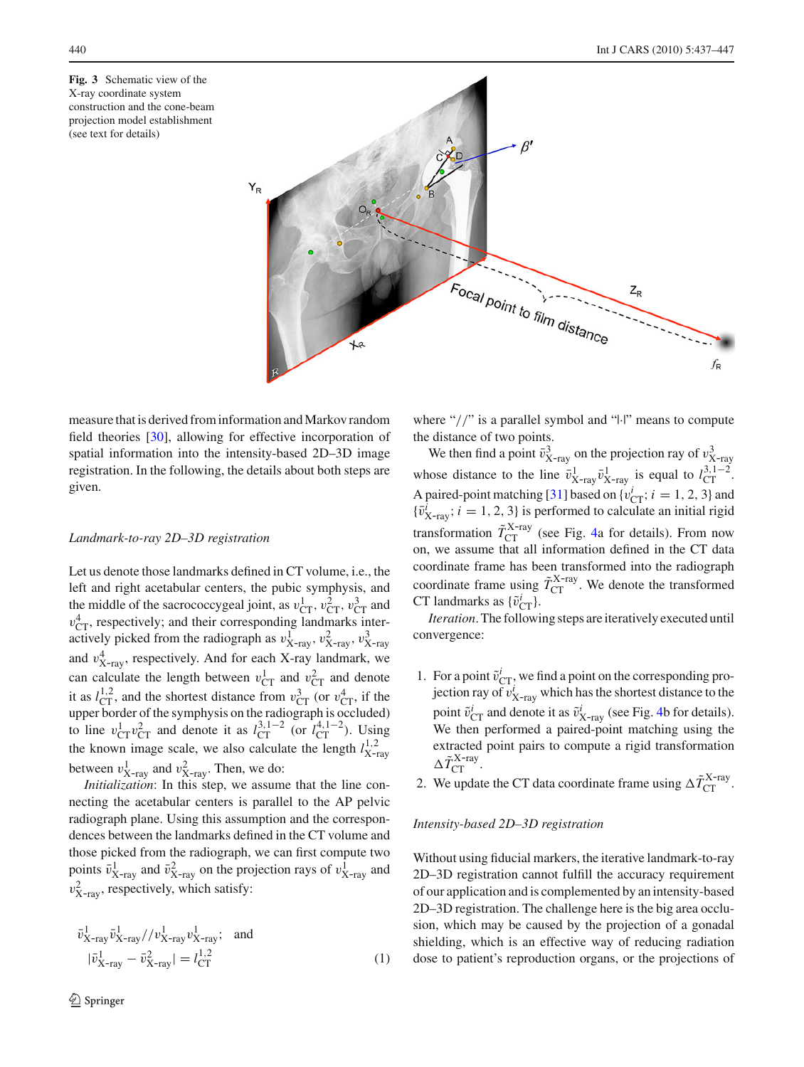Fig. 3 Schematic view of the X-ray coordinate system construction and the cone-beam projection model establishment (see text for details)

measure that is derived from information and Markov random field theories [30], allowing for effective incorporation of spatial information into the intensity-based 2D–3D image registration. In the following, the details about both steps are given.

*Landmark-to-ray 2D–3D registration*

Let us denote those landmarks defined in CT volume, i.e., the left and right acetabular centers, the pubic symphysis, and the middle of the sacrococcygeal joint, as $v^1_{\text{CT}}$, $v^2_{\text{CT}}$, $v^3_{\text{CT}}$ and $v^4_{\text{CT}}$, respectively; and their corresponding landmarks interactively picked from the radiograph as $v^1_{\text{X-ray}}$, $v^2_{\text{X-ray}}$, $v^3_{\text{X-ray}}$ and $v^4_{\text{X-ray}}$, respectively. And for each X-ray landmark, we can calculate the length between $v^1_{\text{CT}}$ and $v^2_{\text{CT}}$ and denote it as $l^{1,2}_{\text{CT}}$, and the shortest distance from $v^3_{\text{CT}}$ (or $v^4_{\text{CT}}$, if the upper border of the symphysis on the radiograph is occluded) to line $v^1_{\text{CT}}v^2_{\text{CT}}$ and denote it as $l^{3,1-2}_{\text{CT}}$ (or $l^{4,1-2}_{\text{CT}}$). Using the known image scale, we also calculate the length $l^{1,2}_{\text{X-ray}}$ between $v^1_{\text{X-ray}}$ and $v^2_{\text{X-ray}}$. Then, we do:

*Initialization*: In this step, we assume that the line connecting the acetabular centers is parallel to the AP pelvic radiograph plane. Using this assumption and the correspondences between the landmarks defined in the CT volume and those picked from the radiograph, we can first compute two points $\tilde{v}^1_{\text{X-ray}}$ and $\tilde{v}^2_{\text{X-ray}}$ on the projection rays of $v^1_{\text{X-ray}}$ and $v^2_{\text{X-ray}}$, respectively, which satisfy:

$$\tilde{v}^1_{\text{X-ray}}\tilde{v}^1_{\text{X-ray}} // v^1_{\text{X-ray}}v^1_{\text{X-ray}}; \quad \text{and}$$
$$|\tilde{v}^1_{\text{X-ray}} - \tilde{v}^2_{\text{X-ray}}| = l^{1,2}_{\text{CT}} \tag{1}$$

where "//" is a parallel symbol and "|·|" means to compute the distance of two points.

We then find a point $\tilde{v}^3_{\text{X-ray}}$ on the projection ray of $v^3_{\text{X-ray}}$ whose distance to the line $\tilde{v}^1_{\text{X-ray}}\tilde{v}^1_{\text{X-ray}}$ is equal to $l^{3,1-2}_{\text{CT}}$. A paired-point matching [31] based on $\{v^i_{\text{CT}}; i = 1, 2, 3\}$ and $\{\tilde{v}^i_{\text{X-ray}}; i = 1, 2, 3\}$ is performed to calculate an initial rigid transformation $\tilde{T}^{\text{X-ray}}_{\text{CT}}$ (see Fig. 4a for details). From now on, we assume that all information defined in the CT data coordinate frame has been transformed into the radiograph coordinate frame using $\tilde{T}^{\text{X-ray}}_{\text{CT}}$. We denote the transformed CT landmarks as $\{\tilde{v}^i_{\text{CT}}\}$.

*Iteration*. The following steps are iteratively executed until convergence:

1. For a point $\tilde{v}^i_{\text{CT}}$, we find a point on the corresponding projection ray of $v^i_{\text{X-ray}}$ which has the shortest distance to the point $\tilde{v}^i_{\text{CT}}$ and denote it as $\tilde{v}^i_{\text{X-ray}}$ (see Fig. 4b for details). We then performed a paired-point matching using the extracted point pairs to compute a rigid transformation $\Delta\tilde{T}^{\text{X-ray}}_{\text{CT}}$.
2. We update the CT data coordinate frame using $\Delta\tilde{T}^{\text{X-ray}}_{\text{CT}}$.

*Intensity-based 2D–3D registration*

Without using fiducial markers, the iterative landmark-to-ray 2D–3D registration cannot fulfill the accuracy requirement of our application and is complemented by an intensity-based 2D–3D registration. The challenge here is the big area occlusion, which may be caused by the projection of a gonadal shielding, which is an effective way of reducing radiation dose to patient's reproduction organs, or the projections of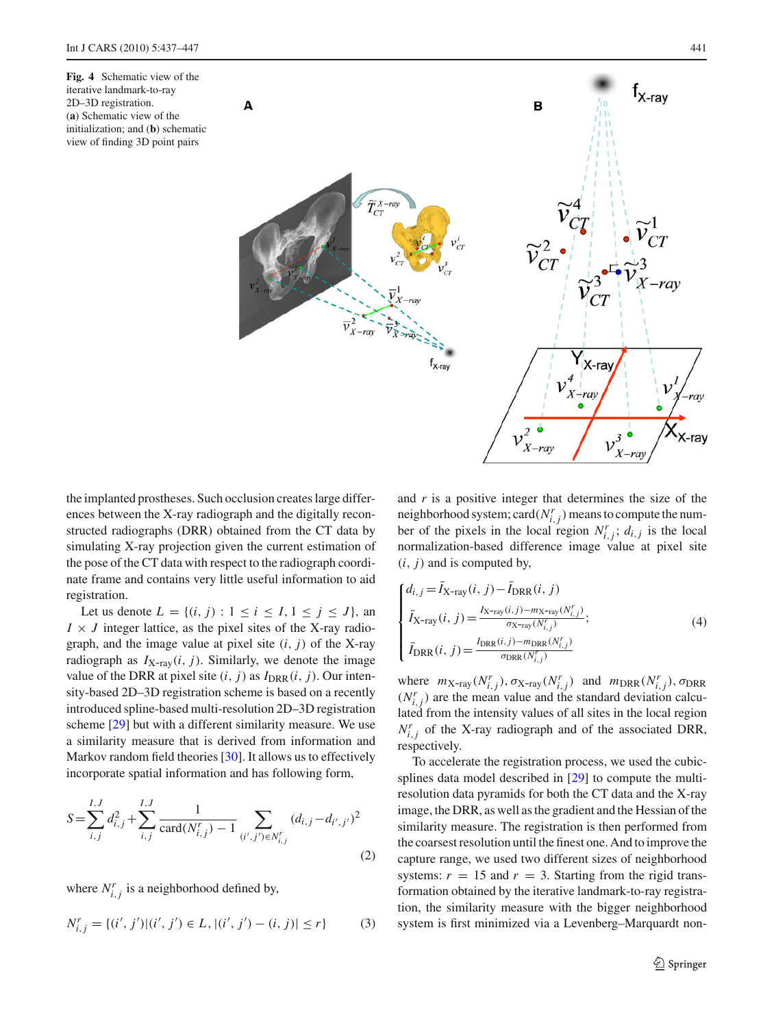**Fig. 4** Schematic view of the iterative landmark-to-ray 2D–3D registration. (**a**) Schematic view of the initialization; and (**b**) schematic view of finding 3D point pairs

the implanted prostheses. Such occlusion creates large differences between the X-ray radiograph and the digitally reconstructed radiographs (DRR) obtained from the CT data by simulating X-ray projection given the current estimation of the pose of the CT data with respect to the radiograph coordinate frame and contains very little useful information to aid registration.

Let us denote $L = \{(i, j) : 1 \leq i \leq I, 1 \leq j \leq J\}$, an $I \times J$ integer lattice, as the pixel sites of the X-ray radiograph, and the image value at pixel site $(i, j)$ of the X-ray radiograph as $I_{\text{X-ray}}(i, j)$. Similarly, we denote the image value of the DRR at pixel site $(i, j)$ as $I_{\text{DRR}}(i, j)$. Our intensity-based 2D–3D registration scheme is based on a recently introduced spline-based multi-resolution 2D–3D registration scheme [29] but with a different similarity measure. We use a similarity measure that is derived from information and Markov random field theories [30]. It allows us to effectively incorporate spatial information and has following form,

$$S = \sum_{i,j}^{I,J} d_{i,j}^2 + \sum_{i,j}^{I,J} \frac{1}{\text{card}(N_{i,j}^r) - 1} \sum_{(i',j') \in N_{i,j}^r} (d_{i,j} - d_{i',j'})^2 \tag{2}$$

where $N_{i,j}^r$ is a neighborhood defined by,

$$N_{i,j}^r = \{(i', j') | (i', j') \in L, |(i', j') - (i, j)| \leq r\} \tag{3}$$

and $r$ is a positive integer that determines the size of the neighborhood system; $\text{card}(N_{i,j}^r)$ means to compute the number of the pixels in the local region $N_{i,j}^r$; $d_{i,j}$ is the local normalization-based difference image value at pixel site $(i, j)$ and is computed by,

$$\begin{cases} d_{i,j} = \bar{I}_{\text{X-ray}}(i, j) - \bar{I}_{\text{DRR}}(i, j) \\ \bar{I}_{\text{X-ray}}(i, j) = \frac{I_{\text{X-ray}}(i,j) - m_{\text{X-ray}}(N_{i,j}^r)}{\sigma_{\text{X-ray}}(N_{i,j}^r)}; \\ \bar{I}_{\text{DRR}}(i, j) = \frac{I_{\text{DRR}}(i,j) - m_{\text{DRR}}(N_{i,j}^r)}{\sigma_{\text{DRR}}(N_{i,j}^r)} \end{cases} \tag{4}$$

where $m_{\text{X-ray}}(N_{i,j}^r), \sigma_{\text{X-ray}}(N_{i,j}^r)$ and $m_{\text{DRR}}(N_{i,j}^r), \sigma_{\text{DRR}}(N_{i,j}^r)$ are the mean value and the standard deviation calculated from the intensity values of all sites in the local region $N_{i,j}^r$ of the X-ray radiograph and of the associated DRR, respectively.

To accelerate the registration process, we used the cubic-splines data model described in [29] to compute the multi-resolution data pyramids for both the CT data and the X-ray image, the DRR, as well as the gradient and the Hessian of the similarity measure. The registration is then performed from the coarsest resolution until the finest one. And to improve the capture range, we used two different sizes of neighborhood systems: $r = 15$ and $r = 3$. Starting from the rigid transformation obtained by the iterative landmark-to-ray registration, the similarity measure with the bigger neighborhood system is first minimized via a Levenberg–Marquardt non-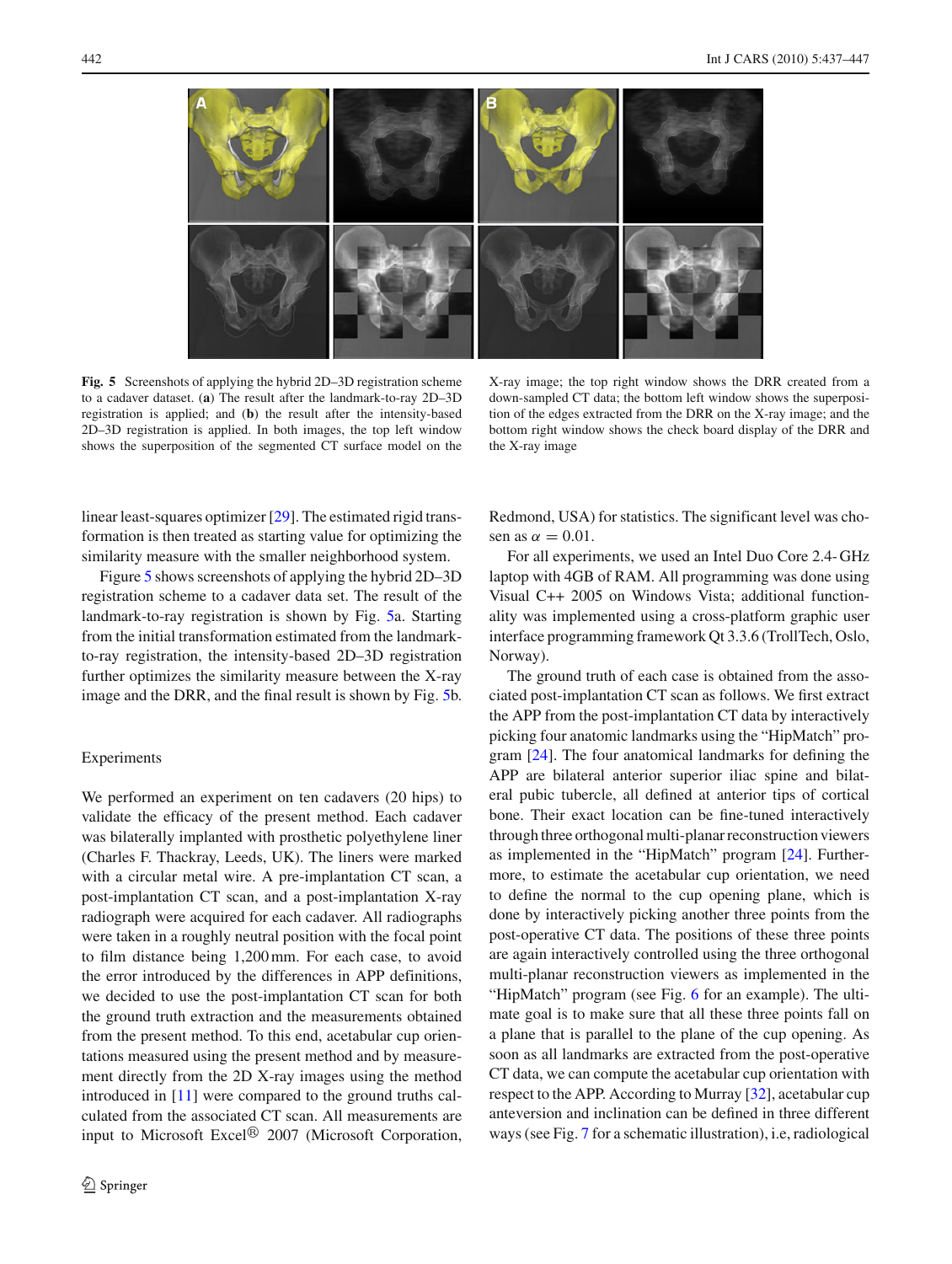**Fig. 5** Screenshots of applying the hybrid 2D–3D registration scheme to a cadaver dataset. (**a**) The result after the landmark-to-ray 2D–3D registration is applied; and (**b**) the result after the intensity-based 2D–3D registration is applied. In both images, the top left window shows the superposition of the segmented CT surface model on the X-ray image; the top right window shows the DRR created from a down-sampled CT data; the bottom left window shows the superposition of the edges extracted from the DRR on the X-ray image; and the bottom right window shows the check board display of the DRR and the X-ray image

linear least-squares optimizer [29]. The estimated rigid transformation is then treated as starting value for optimizing the similarity measure with the smaller neighborhood system.

Figure 5 shows screenshots of applying the hybrid 2D–3D registration scheme to a cadaver data set. The result of the landmark-to-ray registration is shown by Fig. 5a. Starting from the initial transformation estimated from the landmark-to-ray registration, the intensity-based 2D–3D registration further optimizes the similarity measure between the X-ray image and the DRR, and the final result is shown by Fig. 5b.

## Experiments

We performed an experiment on ten cadavers (20 hips) to validate the efficacy of the present method. Each cadaver was bilaterally implanted with prosthetic polyethylene liner (Charles F. Thackray, Leeds, UK). The liners were marked with a circular metal wire. A pre-implantation CT scan, a post-implantation CT scan, and a post-implantation X-ray radiograph were acquired for each cadaver. All radiographs were taken in a roughly neutral position with the focal point to film distance being 1,200 mm. For each case, to avoid the error introduced by the differences in APP definitions, we decided to use the post-implantation CT scan for both the ground truth extraction and the measurements obtained from the present method. To this end, acetabular cup orientations measured using the present method and by measurement directly from the 2D X-ray images using the method introduced in [11] were compared to the ground truths calculated from the associated CT scan. All measurements are input to Microsoft Excel® 2007 (Microsoft Corporation, Redmond, USA) for statistics. The significant level was chosen as $\alpha = 0.01$.

For all experiments, we used an Intel Duo Core 2.4- GHz laptop with 4GB of RAM. All programming was done using Visual C++ 2005 on Windows Vista; additional functionality was implemented using a cross-platform graphic user interface programming framework Qt 3.3.6 (TrollTech, Oslo, Norway).

The ground truth of each case is obtained from the associated post-implantation CT scan as follows. We first extract the APP from the post-implantation CT data by interactively picking four anatomic landmarks using the "HipMatch" program [24]. The four anatomical landmarks for defining the APP are bilateral anterior superior iliac spine and bilateral pubic tubercle, all defined at anterior tips of cortical bone. Their exact location can be fine-tuned interactively through three orthogonal multi-planar reconstruction viewers as implemented in the "HipMatch" program [24]. Furthermore, to estimate the acetabular cup orientation, we need to define the normal to the cup opening plane, which is done by interactively picking another three points from the post-operative CT data. The positions of these three points are again interactively controlled using the three orthogonal multi-planar reconstruction viewers as implemented in the "HipMatch" program (see Fig. 6 for an example). The ultimate goal is to make sure that all these three points fall on a plane that is parallel to the plane of the cup opening. As soon as all landmarks are extracted from the post-operative CT data, we can compute the acetabular cup orientation with respect to the APP. According to Murray [32], acetabular cup anteversion and inclination can be defined in three different ways (see Fig. 7 for a schematic illustration), i.e, radiological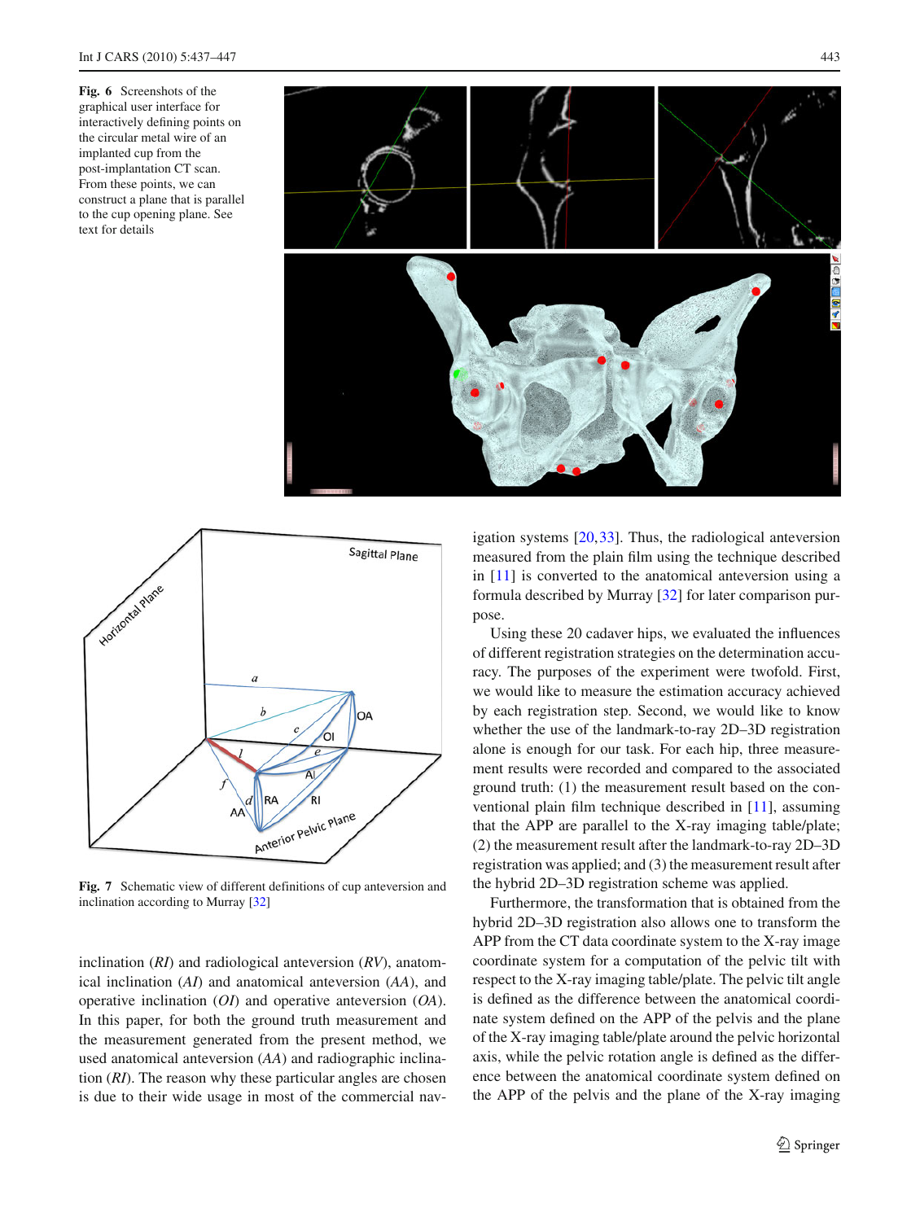**Fig. 6** Screenshots of the graphical user interface for interactively defining points on the circular metal wire of an implanted cup from the post-implantation CT scan. From these points, we can construct a plane that is parallel to the cup opening plane. See text for details

**Fig. 7** Schematic view of different definitions of cup anteversion and inclination according to Murray [32]

inclination (*RI*) and radiological anteversion (*RV*), anatomical inclination (*AI*) and anatomical anteversion (*AA*), and operative inclination (*OI*) and operative anteversion (*OA*). In this paper, for both the ground truth measurement and the measurement generated from the present method, we used anatomical anteversion (*AA*) and radiographic inclination (*RI*). The reason why these particular angles are chosen is due to their wide usage in most of the commercial navigation systems [20,33]. Thus, the radiological anteversion measured from the plain film using the technique described in [11] is converted to the anatomical anteversion using a formula described by Murray [32] for later comparison purpose.

Using these 20 cadaver hips, we evaluated the influences of different registration strategies on the determination accuracy. The purposes of the experiment were twofold. First, we would like to measure the estimation accuracy achieved by each registration step. Second, we would like to know whether the use of the landmark-to-ray 2D–3D registration alone is enough for our task. For each hip, three measurement results were recorded and compared to the associated ground truth: (1) the measurement result based on the conventional plain film technique described in [11], assuming that the APP are parallel to the X-ray imaging table/plate; (2) the measurement result after the landmark-to-ray 2D–3D registration was applied; and (3) the measurement result after the hybrid 2D–3D registration scheme was applied.

Furthermore, the transformation that is obtained from the hybrid 2D–3D registration also allows one to transform the APP from the CT data coordinate system to the X-ray image coordinate system for a computation of the pelvic tilt with respect to the X-ray imaging table/plate. The pelvic tilt angle is defined as the difference between the anatomical coordinate system defined on the APP of the pelvis and the plane of the X-ray imaging table/plate around the pelvic horizontal axis, while the pelvic rotation angle is defined as the difference between the anatomical coordinate system defined on the APP of the pelvis and the plane of the X-ray imaging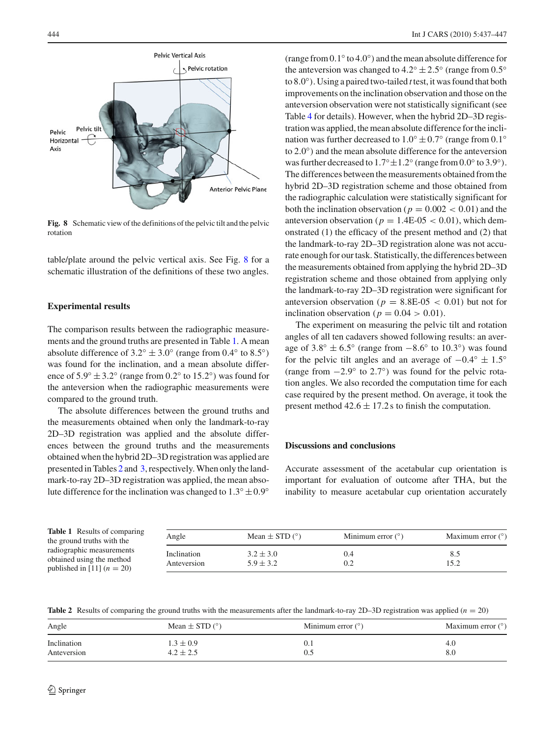Fig. 8 Schematic view of the definitions of the pelvic tilt and the pelvic rotation

table/plate around the pelvic vertical axis. See Fig. 8 for a schematic illustration of the definitions of these two angles.

## Experimental results

The comparison results between the radiographic measurements and the ground truths are presented in Table 1. A mean absolute difference of $3.2° \pm 3.0°$ (range from $0.4°$ to $8.5°$) was found for the inclination, and a mean absolute difference of $5.9° \pm 3.2°$ (range from $0.2°$ to $15.2°$) was found for the anteversion when the radiographic measurements were compared to the ground truth.

The absolute differences between the ground truths and the measurements obtained when only the landmark-to-ray 2D–3D registration was applied and the absolute differences between the ground truths and the measurements obtained when the hybrid 2D–3D registration was applied are presented in Tables 2 and 3, respectively. When only the landmark-to-ray 2D–3D registration was applied, the mean absolute difference for the inclination was changed to $1.3° \pm 0.9°$ (range from $0.1°$ to $4.0°$) and the mean absolute difference for the anteversion was changed to $4.2° \pm 2.5°$ (range from $0.5°$ to $8.0°$). Using a paired two-tailed *t* test, it was found that both improvements on the inclination observation and those on the anteversion observation were not statistically significant (see Table 4 for details). However, when the hybrid 2D–3D registration was applied, the mean absolute difference for the inclination was further decreased to $1.0° \pm 0.7°$ (range from $0.1°$ to $2.0°$) and the mean absolute difference for the anteversion was further decreased to $1.7° \pm 1.2°$ (range from $0.0°$ to $3.9°$). The differences between the measurements obtained from the hybrid 2D–3D registration scheme and those obtained from the radiographic calculation were statistically significant for both the inclination observation ($p = 0.002 < 0.01$) and the anteversion observation ($p = 1.4\text{E-}05 < 0.01$), which demonstrated (1) the efficacy of the present method and (2) that the landmark-to-ray 2D–3D registration alone was not accurate enough for our task. Statistically, the differences between the measurements obtained from applying the hybrid 2D–3D registration scheme and those obtained from applying only the landmark-to-ray 2D–3D registration were significant for anteversion observation ($p = 8.8\text{E-}05 < 0.01$) but not for inclination observation ($p = 0.04 > 0.01$).

The experiment on measuring the pelvic tilt and rotation angles of all ten cadavers showed following results: an average of $3.8° \pm 6.5°$ (range from $-8.6°$ to $10.3°$) was found for the pelvic tilt angles and an average of $-0.4° \pm 1.5°$ (range from $-2.9°$ to $2.7°$) was found for the pelvic rotation angles. We also recorded the computation time for each case required by the present method. On average, it took the present method $42.6 \pm 17.2$ s to finish the computation.

## Discussions and conclusions

Accurate assessment of the acetabular cup orientation is important for evaluation of outcome after THA, but the inability to measure acetabular cup orientation accurately

**Table 1** Results of comparing the ground truths with the radiographic measurements obtained using the method published in [11] ($n = 20$)

| Angle | Mean ± STD (°) | Minimum error (°) | Maximum error (°) |
|---|---|---|---|
| Inclination | $3.2 \pm 3.0$ | 0.4 | 8.5 |
| Anteversion | $5.9 \pm 3.2$ | 0.2 | 15.2 |

**Table 2** Results of comparing the ground truths with the measurements after the landmark-to-ray 2D–3D registration was applied ($n = 20$)

| Angle | Mean ± STD (°) | Minimum error (°) | Maximum error (°) |
|---|---|---|---|
| Inclination | $1.3 \pm 0.9$ | 0.1 | 4.0 |
| Anteversion | $4.2 \pm 2.5$ | 0.5 | 8.0 |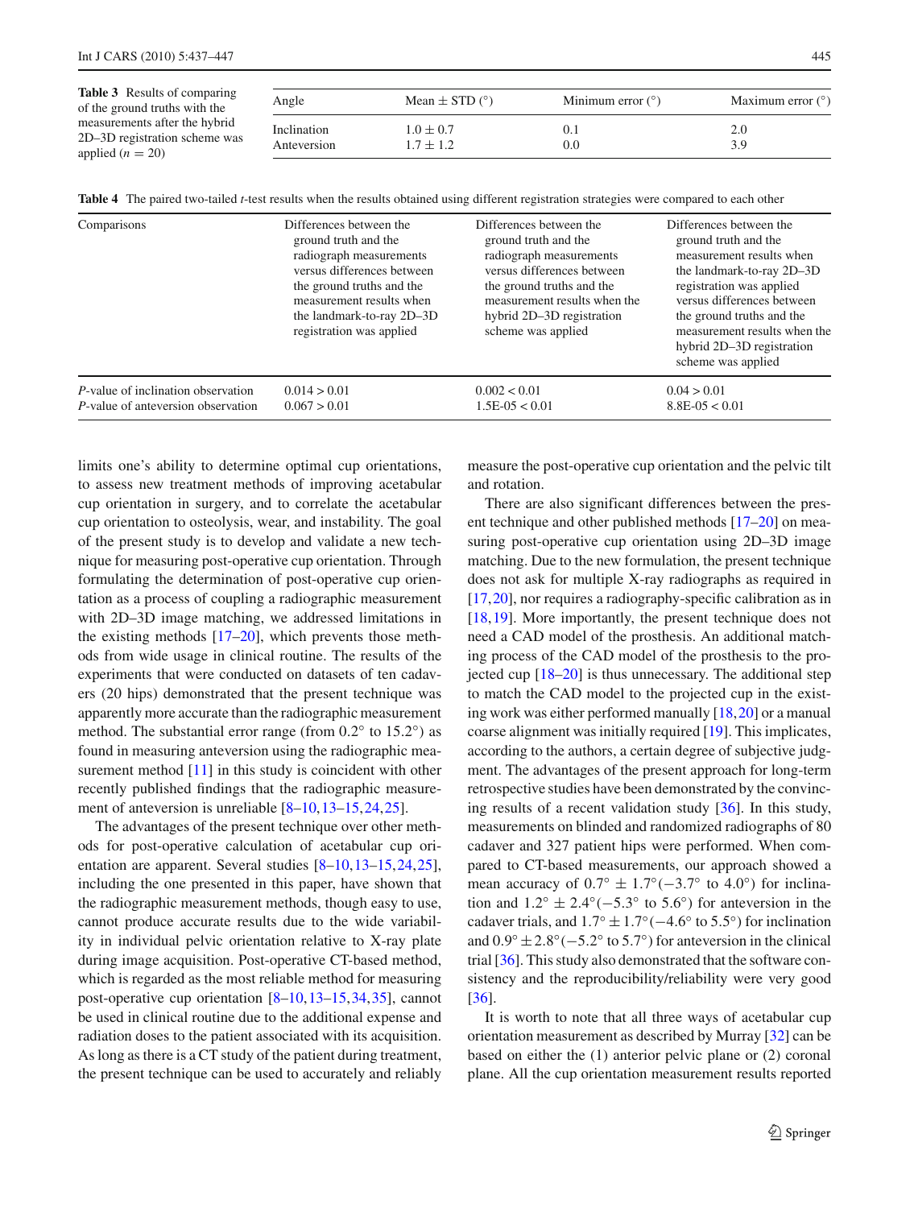**Table 3** Results of comparing of the ground truths with the measurements after the hybrid 2D–3D registration scheme was applied ($n = 20$)

| Angle | Mean ± STD (°) | Minimum error (°) | Maximum error (°) |
|---|---|---|---|
| Inclination | 1.0 ± 0.7 | 0.1 | 2.0 |
| Anteversion | 1.7 ± 1.2 | 0.0 | 3.9 |

**Table 4** The paired two-tailed *t*-test results when the results obtained using different registration strategies were compared to each other

| Comparisons | Differences between the ground truth and the radiograph measurements versus differences between the ground truths and the measurement results when the landmark-to-ray 2D–3D registration was applied | Differences between the ground truth and the radiograph measurements versus differences between the ground truths and the measurement results when the hybrid 2D–3D registration scheme was applied | Differences between the ground truth and the measurement results when the landmark-to-ray 2D–3D registration was applied versus differences between the ground truths and the measurement results when the hybrid 2D–3D registration scheme was applied |
|---|---|---|---|
| *P*-value of inclination observation | 0.014 > 0.01 | 0.002 < 0.01 | 0.04 > 0.01 |
| *P*-value of anteversion observation | 0.067 > 0.01 | 1.5E-05 < 0.01 | 8.8E-05 < 0.01 |

limits one's ability to determine optimal cup orientations, to assess new treatment methods of improving acetabular cup orientation in surgery, and to correlate the acetabular cup orientation to osteolysis, wear, and instability. The goal of the present study is to develop and validate a new technique for measuring post-operative cup orientation. Through formulating the determination of post-operative cup orientation as a process of coupling a radiographic measurement with 2D–3D image matching, we addressed limitations in the existing methods [17–20], which prevents those methods from wide usage in clinical routine. The results of the experiments that were conducted on datasets of ten cadavers (20 hips) demonstrated that the present technique was apparently more accurate than the radiographic measurement method. The substantial error range (from 0.2° to 15.2°) as found in measuring anteversion using the radiographic measurement method [11] in this study is coincident with other recently published findings that the radiographic measurement of anteversion is unreliable [8–10,13–15,24,25].

The advantages of the present technique over other methods for post-operative calculation of acetabular cup orientation are apparent. Several studies [8–10,13–15,24,25], including the one presented in this paper, have shown that the radiographic measurement methods, though easy to use, cannot produce accurate results due to the wide variability in individual pelvic orientation relative to X-ray plate during image acquisition. Post-operative CT-based method, which is regarded as the most reliable method for measuring post-operative cup orientation [8–10,13–15,34,35], cannot be used in clinical routine due to the additional expense and radiation doses to the patient associated with its acquisition. As long as there is a CT study of the patient during treatment, the present technique can be used to accurately and reliably measure the post-operative cup orientation and the pelvic tilt and rotation.

There are also significant differences between the present technique and other published methods [17–20] on measuring post-operative cup orientation using 2D–3D image matching. Due to the new formulation, the present technique does not ask for multiple X-ray radiographs as required in [17,20], nor requires a radiography-specific calibration as in [18,19]. More importantly, the present technique does not need a CAD model of the prosthesis. An additional matching process of the CAD model of the prosthesis to the projected cup [18–20] is thus unnecessary. The additional step to match the CAD model to the projected cup in the existing work was either performed manually [18,20] or a manual coarse alignment was initially required [19]. This implicates, according to the authors, a certain degree of subjective judgment. The advantages of the present approach for long-term retrospective studies have been demonstrated by the convincing results of a recent validation study [36]. In this study, measurements on blinded and randomized radiographs of 80 cadaver and 327 patient hips were performed. When compared to CT-based measurements, our approach showed a mean accuracy of 0.7° ± 1.7°(−3.7° to 4.0°) for inclination and 1.2° ± 2.4°(−5.3° to 5.6°) for anteversion in the cadaver trials, and 1.7° ± 1.7°(−4.6° to 5.5°) for inclination and 0.9° ± 2.8°(−5.2° to 5.7°) for anteversion in the clinical trial [36]. This study also demonstrated that the software consistency and the reproducibility/reliability were very good [36].

It is worth to note that all three ways of acetabular cup orientation measurement as described by Murray [32] can be based on either the (1) anterior pelvic plane or (2) coronal plane. All the cup orientation measurement results reported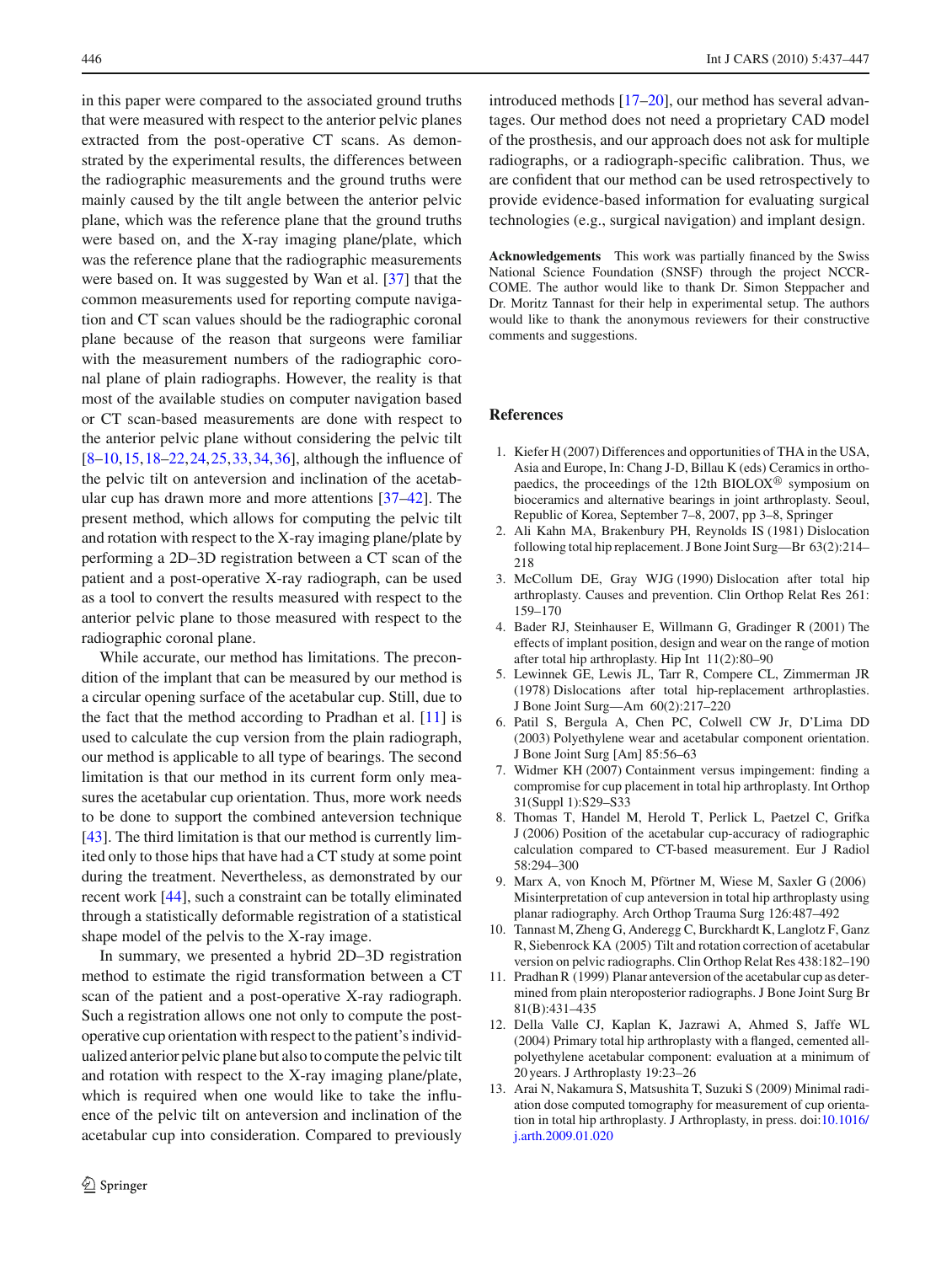in this paper were compared to the associated ground truths that were measured with respect to the anterior pelvic planes extracted from the post-operative CT scans. As demonstrated by the experimental results, the differences between the radiographic measurements and the ground truths were mainly caused by the tilt angle between the anterior pelvic plane, which was the reference plane that the ground truths were based on, and the X-ray imaging plane/plate, which was the reference plane that the radiographic measurements were based on. It was suggested by Wan et al. [37] that the common measurements used for reporting compute navigation and CT scan values should be the radiographic coronal plane because of the reason that surgeons were familiar with the measurement numbers of the radiographic coronal plane of plain radiographs. However, the reality is that most of the available studies on computer navigation based or CT scan-based measurements are done with respect to the anterior pelvic plane without considering the pelvic tilt [8–10,15,18–22,24,25,33,34,36], although the influence of the pelvic tilt on anteversion and inclination of the acetabular cup has drawn more and more attentions [37–42]. The present method, which allows for computing the pelvic tilt and rotation with respect to the X-ray imaging plane/plate by performing a 2D–3D registration between a CT scan of the patient and a post-operative X-ray radiograph, can be used as a tool to convert the results measured with respect to the anterior pelvic plane to those measured with respect to the radiographic coronal plane.

While accurate, our method has limitations. The precondition of the implant that can be measured by our method is a circular opening surface of the acetabular cup. Still, due to the fact that the method according to Pradhan et al. [11] is used to calculate the cup version from the plain radiograph, our method is applicable to all type of bearings. The second limitation is that our method in its current form only measures the acetabular cup orientation. Thus, more work needs to be done to support the combined anteversion technique [43]. The third limitation is that our method is currently limited only to those hips that have had a CT study at some point during the treatment. Nevertheless, as demonstrated by our recent work [44], such a constraint can be totally eliminated through a statistically deformable registration of a statistical shape model of the pelvis to the X-ray image.

In summary, we presented a hybrid 2D–3D registration method to estimate the rigid transformation between a CT scan of the patient and a post-operative X-ray radiograph. Such a registration allows one not only to compute the post-operative cup orientation with respect to the patient's individualized anterior pelvic plane but also to compute the pelvic tilt and rotation with respect to the X-ray imaging plane/plate, which is required when one would like to take the influence of the pelvic tilt on anteversion and inclination of the acetabular cup into consideration. Compared to previously introduced methods [17–20], our method has several advantages. Our method does not need a proprietary CAD model of the prosthesis, and our approach does not ask for multiple radiographs, or a radiograph-specific calibration. Thus, we are confident that our method can be used retrospectively to provide evidence-based information for evaluating surgical technologies (e.g., surgical navigation) and implant design.

**Acknowledgements** This work was partially financed by the Swiss National Science Foundation (SNSF) through the project NCCR-COME. The author would like to thank Dr. Simon Steppacher and Dr. Moritz Tannast for their help in experimental setup. The authors would like to thank the anonymous reviewers for their constructive comments and suggestions.

## References

1. Kiefer H (2007) Differences and opportunities of THA in the USA, Asia and Europe, In: Chang J-D, Billau K (eds) Ceramics in orthopaedics, the proceedings of the 12th BIOLOX® symposium on bioceramics and alternative bearings in joint arthroplasty. Seoul, Republic of Korea, September 7–8, 2007, pp 3–8, Springer
2. Ali Kahn MA, Brakenbury PH, Reynolds IS (1981) Dislocation following total hip replacement. J Bone Joint Surg—Br 63(2):214–218
3. McCollum DE, Gray WJG (1990) Dislocation after total hip arthroplasty. Causes and prevention. Clin Orthop Relat Res 261: 159–170
4. Bader RJ, Steinhauser E, Willmann G, Gradinger R (2001) The effects of implant position, design and wear on the range of motion after total hip arthroplasty. Hip Int 11(2):80–90
5. Lewinnek GE, Lewis JL, Tarr R, Compere CL, Zimmerman JR (1978) Dislocations after total hip-replacement arthroplasties. J Bone Joint Surg—Am 60(2):217–220
6. Patil S, Bergula A, Chen PC, Colwell CW Jr, D'Lima DD (2003) Polyethylene wear and acetabular component orientation. J Bone Joint Surg [Am] 85:56–63
7. Widmer KH (2007) Containment versus impingement: finding a compromise for cup placement in total hip arthroplasty. Int Orthop 31(Suppl 1):S29–S33
8. Thomas T, Handel M, Herold T, Perlick L, Paetzel C, Grifka J (2006) Position of the acetabular cup-accuracy of radiographic calculation compared to CT-based measurement. Eur J Radiol 58:294–300
9. Marx A, von Knoch M, Pförtner M, Wiese M, Saxler G (2006) Misinterpretation of cup anteversion in total hip arthroplasty using planar radiography. Arch Orthop Trauma Surg 126:487–492
10. Tannast M, Zheng G, Anderegg C, Burckhardt K, Langlotz F, Ganz R, Siebenrock KA (2005) Tilt and rotation correction of acetabular version on pelvic radiographs. Clin Orthop Relat Res 438:182–190
11. Pradhan R (1999) Planar anteversion of the acetabular cup as determined from plain nteroposterior radiographs. J Bone Joint Surg Br 81(B):431–435
12. Della Valle CJ, Kaplan K, Jazrawi A, Ahmed S, Jaffe WL (2004) Primary total hip arthroplasty with a flanged, cemented all-polyethylene acetabular component: evaluation at a minimum of 20 years. J Arthroplasty 19:23–26
13. Arai N, Nakamura S, Matsushita T, Suzuki S (2009) Minimal radiation dose computed tomography for measurement of cup orientation in total hip arthroplasty. J Arthroplasty, in press. doi:10.1016/j.arth.2009.01.020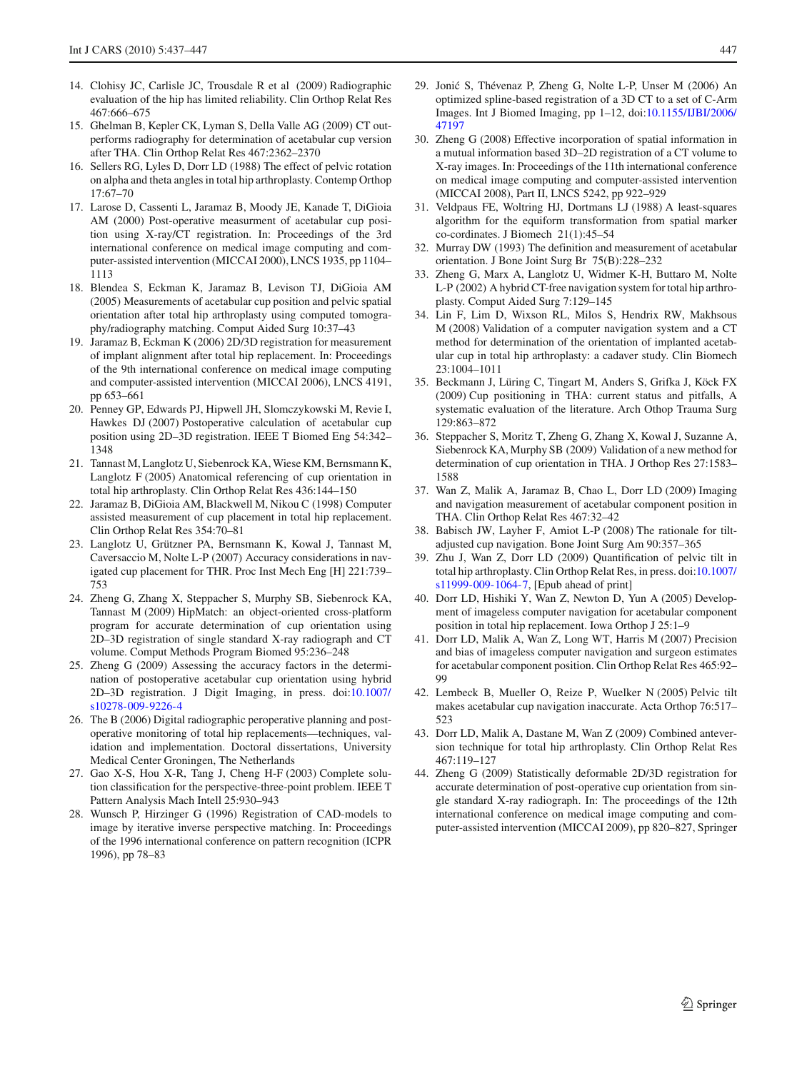14. Clohisy JC, Carlisle JC, Trousdale R et al (2009) Radiographic evaluation of the hip has limited reliability. Clin Orthop Relat Res 467:666–675
15. Ghelman B, Kepler CK, Lyman S, Della Valle AG (2009) CT outperforms radiography for determination of acetabular cup version after THA. Clin Orthop Relat Res 467:2362–2370
16. Sellers RG, Lyles D, Dorr LD (1988) The effect of pelvic rotation on alpha and theta angles in total hip arthroplasty. Contemp Orthop 17:67–70
17. Larose D, Cassenti L, Jaramaz B, Moody JE, Kanade T, DiGioia AM (2000) Post-operative measurment of acetabular cup position using X-ray/CT registration. In: Proceedings of the 3rd international conference on medical image computing and computer-assisted intervention (MICCAI 2000), LNCS 1935, pp 1104–1113
18. Blendea S, Eckman K, Jaramaz B, Levison TJ, DiGioia AM (2005) Measurements of acetabular cup position and pelvic spatial orientation after total hip arthroplasty using computed tomography/radiography matching. Comput Aided Surg 10:37–43
19. Jaramaz B, Eckman K (2006) 2D/3D registration for measurement of implant alignment after total hip replacement. In: Proceedings of the 9th international conference on medical image computing and computer-assisted intervention (MICCAI 2006), LNCS 4191, pp 653–661
20. Penney GP, Edwards PJ, Hipwell JH, Slomczykowski M, Revie I, Hawkes DJ (2007) Postoperative calculation of acetabular cup position using 2D–3D registration. IEEE T Biomed Eng 54:342–1348
21. Tannast M, Langlotz U, Siebenrock KA, Wiese KM, Bernsmann K, Langlotz F (2005) Anatomical referencing of cup orientation in total hip arthroplasty. Clin Orthop Relat Res 436:144–150
22. Jaramaz B, DiGioia AM, Blackwell M, Nikou C (1998) Computer assisted measurement of cup placement in total hip replacement. Clin Orthop Relat Res 354:70–81
23. Langlotz U, Grützner PA, Bernsmann K, Kowal J, Tannast M, Caversaccio M, Nolte L-P (2007) Accuracy considerations in navigated cup placement for THR. Proc Inst Mech Eng [H] 221:739–753
24. Zheng G, Zhang X, Steppacher S, Murphy SB, Siebenrock KA, Tannast M (2009) HipMatch: an object-oriented cross-platform program for accurate determination of cup orientation using 2D–3D registration of single standard X-ray radiograph and CT volume. Comput Methods Program Biomed 95:236–248
25. Zheng G (2009) Assessing the accuracy factors in the determination of postoperative acetabular cup orientation using hybrid 2D–3D registration. J Digit Imaging, in press. doi:10.1007/s10278-009-9226-4
26. The B (2006) Digital radiographic peroperative planning and postoperative monitoring of total hip replacements—techniques, validation and implementation. Doctoral dissertations, University Medical Center Groningen, The Netherlands
27. Gao X-S, Hou X-R, Tang J, Cheng H-F (2003) Complete solution classification for the perspective-three-point problem. IEEE T Pattern Analysis Mach Intell 25:930–943
28. Wunsch P, Hirzinger G (1996) Registration of CAD-models to image by iterative inverse perspective matching. In: Proceedings of the 1996 international conference on pattern recognition (ICPR 1996), pp 78–83
29. Jonić S, Thévenaz P, Zheng G, Nolte L-P, Unser M (2006) An optimized spline-based registration of a 3D CT to a set of C-Arm Images. Int J Biomed Imaging, pp 1–12, doi:10.1155/IJBI/2006/47197
30. Zheng G (2008) Effective incorporation of spatial information in a mutual information based 3D–2D registration of a CT volume to X-ray images. In: Proceedings of the 11th international conference on medical image computing and computer-assisted intervention (MICCAI 2008), Part II, LNCS 5242, pp 922–929
31. Veldpaus FE, Woltring HJ, Dortmans LJ (1988) A least-squares algorithm for the equiform transformation from spatial marker co-cordinates. J Biomech 21(1):45–54
32. Murray DW (1993) The definition and measurement of acetabular orientation. J Bone Joint Surg Br 75(B):228–232
33. Zheng G, Marx A, Langlotz U, Widmer K-H, Buttaro M, Nolte L-P (2002) A hybrid CT-free navigation system for total hip arthroplasty. Comput Aided Surg 7:129–145
34. Lin F, Lim D, Wixson RL, Milos S, Hendrix RW, Makhsous M (2008) Validation of a computer navigation system and a CT method for determination of the orientation of implanted acetabular cup in total hip arthroplasty: a cadaver study. Clin Biomech 23:1004–1011
35. Beckmann J, Lüring C, Tingart M, Anders S, Grifka J, Köck FX (2009) Cup positioning in THA: current status and pitfalls, A systematic evaluation of the literature. Arch Othop Trauma Surg 129:863–872
36. Steppacher S, Moritz T, Zheng G, Zhang X, Kowal J, Suzanne A, Siebenrock KA, Murphy SB (2009) Validation of a new method for determination of cup orientation in THA. J Orthop Res 27:1583–1588
37. Wan Z, Malik A, Jaramaz B, Chao L, Dorr LD (2009) Imaging and navigation measurement of acetabular component position in THA. Clin Orthop Relat Res 467:32–42
38. Babisch JW, Layher F, Amiot L-P (2008) The rationale for tilt-adjusted cup navigation. Bone Joint Surg Am 90:357–365
39. Zhu J, Wan Z, Dorr LD (2009) Quantification of pelvic tilt in total hip arthroplasty. Clin Orthop Relat Res, in press. doi:10.1007/s11999-009-1064-7, [Epub ahead of print]
40. Dorr LD, Hishiki Y, Wan Z, Newton D, Yun A (2005) Development of imageless computer navigation for acetabular component position in total hip replacement. Iowa Orthop J 25:1–9
41. Dorr LD, Malik A, Wan Z, Long WT, Harris M (2007) Precision and bias of imageless computer navigation and surgeon estimates for acetabular component position. Clin Orthop Relat Res 465:92–99
42. Lembeck B, Mueller O, Reize P, Wuelker N (2005) Pelvic tilt makes acetabular cup navigation inaccurate. Acta Orthop 76:517–523
43. Dorr LD, Malik A, Dastane M, Wan Z (2009) Combined anteversion technique for total hip arthroplasty. Clin Orthop Relat Res 467:119–127
44. Zheng G (2009) Statistically deformable 2D/3D registration for accurate determination of post-operative cup orientation from single standard X-ray radiograph. In: The proceedings of the 12th international conference on medical image computing and computer-assisted intervention (MICCAI 2009), pp 820–827, Springer